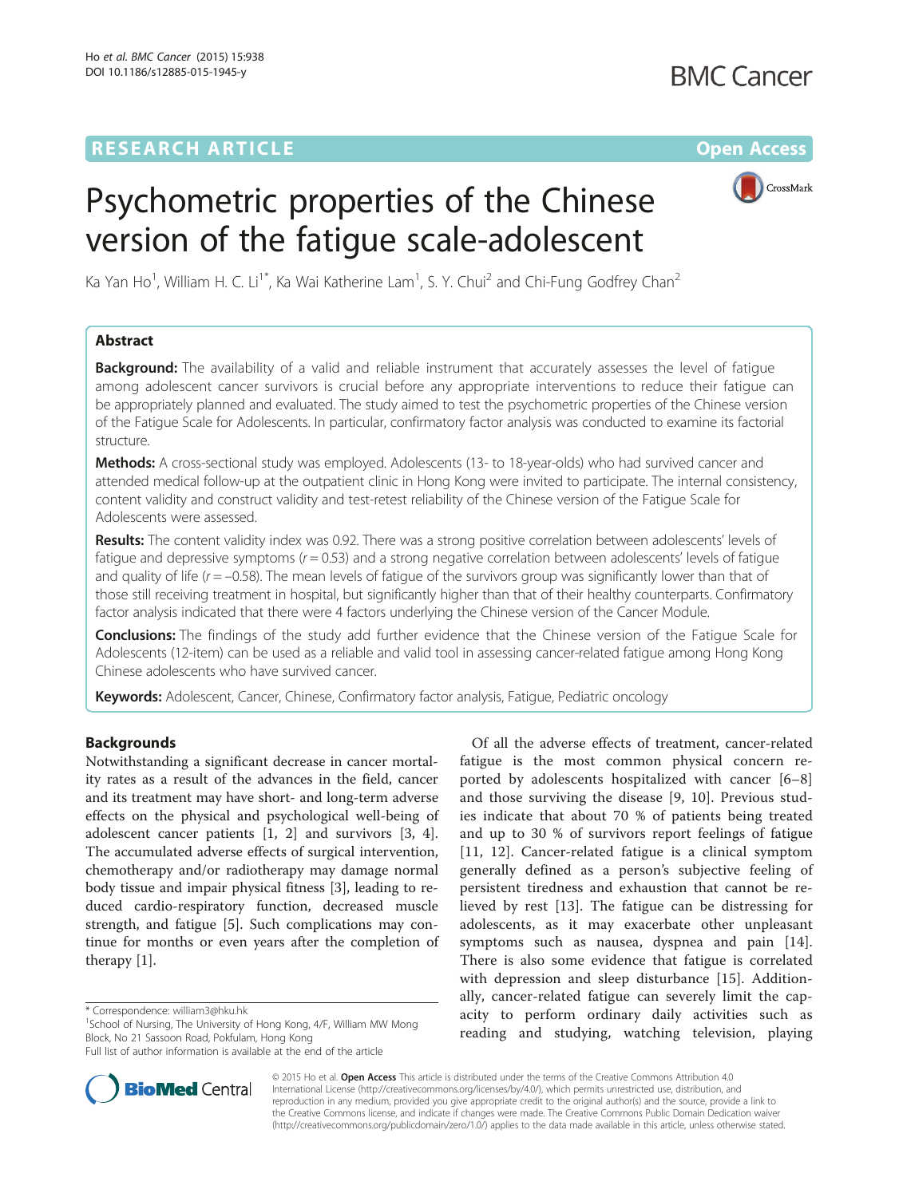RESEARCH ARTICLE

Open Access

# Psychometric properties of the Chinese version of the fatigue scale-adolescent

Ka Yan Ho[1], William H. C. Li[1*], Ka Wai Katherine Lam[1], S. Y. Chui[2] and Chi-Fung Godfrey Chan[2]

## Abstract

**Background:** The availability of a valid and reliable instrument that accurately assesses the level of fatigue among adolescent cancer survivors is crucial before any appropriate interventions to reduce their fatigue can be appropriately planned and evaluated. The study aimed to test the psychometric properties of the Chinese version of the Fatigue Scale for Adolescents. In particular, confirmatory factor analysis was conducted to examine its factorial structure.

**Methods:** A cross-sectional study was employed. Adolescents (13- to 18-year-olds) who had survived cancer and attended medical follow-up at the outpatient clinic in Hong Kong were invited to participate. The internal consistency, content validity and construct validity and test-retest reliability of the Chinese version of the Fatigue Scale for Adolescents were assessed.

**Results:** The content validity index was 0.92. There was a strong positive correlation between adolescents' levels of fatigue and depressive symptoms ($r = 0.53$) and a strong negative correlation between adolescents' levels of fatigue and quality of life ($r = -0.58$). The mean levels of fatigue of the survivors group was significantly lower than that of those still receiving treatment in hospital, but significantly higher than that of their healthy counterparts. Confirmatory factor analysis indicated that there were 4 factors underlying the Chinese version of the Cancer Module.

**Conclusions:** The findings of the study add further evidence that the Chinese version of the Fatigue Scale for Adolescents (12-item) can be used as a reliable and valid tool in assessing cancer-related fatigue among Hong Kong Chinese adolescents who have survived cancer.

**Keywords:** Adolescent, Cancer, Chinese, Confirmatory factor analysis, Fatigue, Pediatric oncology

## Backgrounds

Notwithstanding a significant decrease in cancer mortality rates as a result of the advances in the field, cancer and its treatment may have short- and long-term adverse effects on the physical and psychological well-being of adolescent cancer patients [1, 2] and survivors [3, 4]. The accumulated adverse effects of surgical intervention, chemotherapy and/or radiotherapy may damage normal body tissue and impair physical fitness [3], leading to reduced cardio-respiratory function, decreased muscle strength, and fatigue [5]. Such complications may continue for months or even years after the completion of therapy [1].

Of all the adverse effects of treatment, cancer-related fatigue is the most common physical concern reported by adolescents hospitalized with cancer [6–8] and those surviving the disease [9, 10]. Previous studies indicate that about 70 % of patients being treated and up to 30 % of survivors report feelings of fatigue [11, 12]. Cancer-related fatigue is a clinical symptom generally defined as a person's subjective feeling of persistent tiredness and exhaustion that cannot be relieved by rest [13]. The fatigue can be distressing for adolescents, as it may exacerbate other unpleasant symptoms such as nausea, dyspnea and pain [14]. There is also some evidence that fatigue is correlated with depression and sleep disturbance [15]. Additionally, cancer-related fatigue can severely limit the capacity to perform ordinary daily activities such as reading and studying, watching television, playing

\* Correspondence: william3@hku.hk
[1]School of Nursing, The University of Hong Kong, 4/F, William MW Mong Block, No 21 Sassoon Road, Pokfulam, Hong Kong
Full list of author information is available at the end of the article

© 2015 Ho et al. **Open Access** This article is distributed under the terms of the Creative Commons Attribution 4.0 International License (http://creativecommons.org/licenses/by/4.0/), which permits unrestricted use, distribution, and reproduction in any medium, provided you give appropriate credit to the original author(s) and the source, provide a link to the Creative Commons license, and indicate if changes were made. The Creative Commons Public Domain Dedication waiver (http://creativecommons.org/publicdomain/zero/1.0/) applies to the data made available in this article, unless otherwise stated.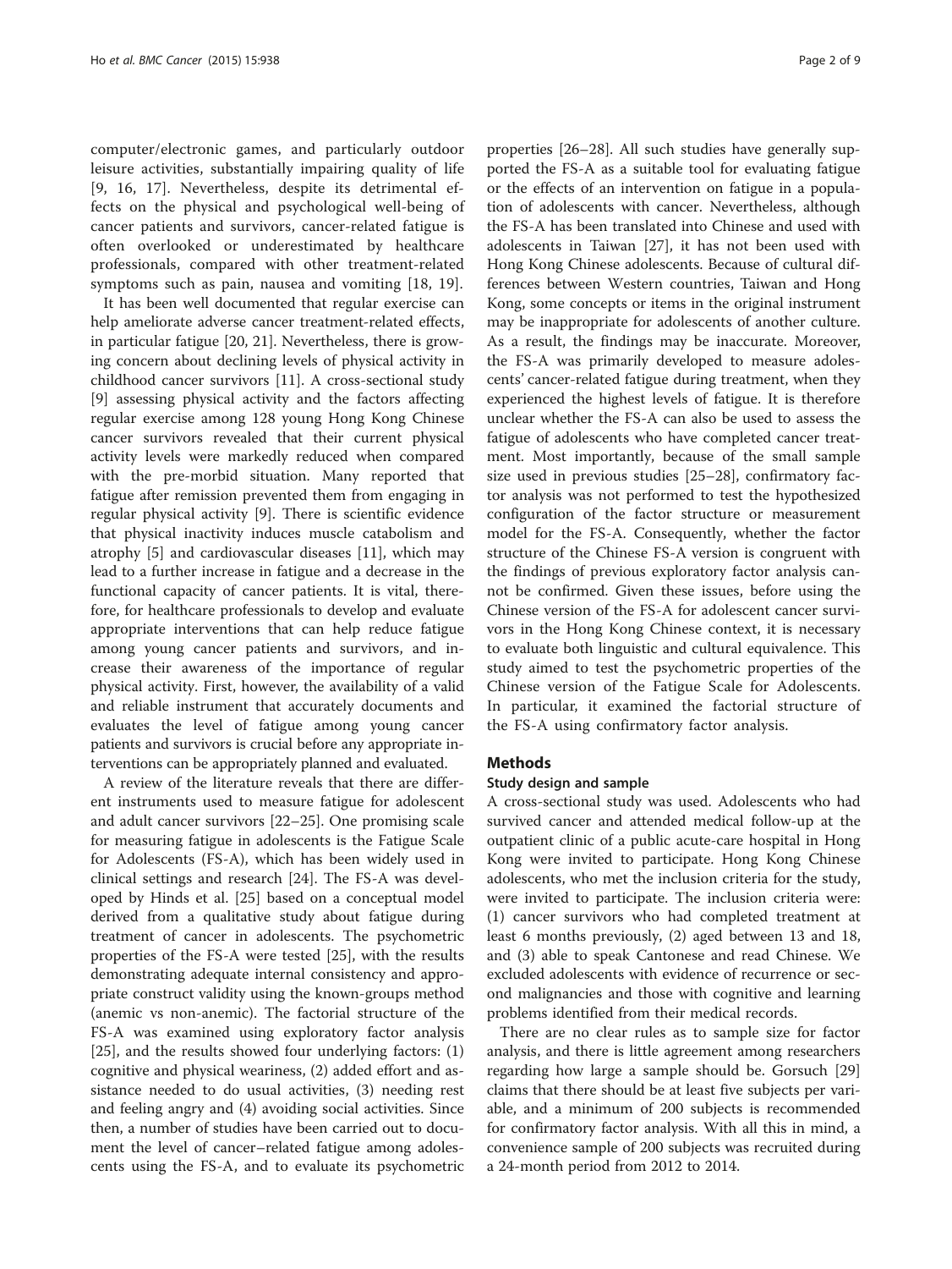computer/electronic games, and particularly outdoor leisure activities, substantially impairing quality of life [9, 16, 17]. Nevertheless, despite its detrimental effects on the physical and psychological well-being of cancer patients and survivors, cancer-related fatigue is often overlooked or underestimated by healthcare professionals, compared with other treatment-related symptoms such as pain, nausea and vomiting [18, 19].

It has been well documented that regular exercise can help ameliorate adverse cancer treatment-related effects, in particular fatigue [20, 21]. Nevertheless, there is growing concern about declining levels of physical activity in childhood cancer survivors [11]. A cross-sectional study [9] assessing physical activity and the factors affecting regular exercise among 128 young Hong Kong Chinese cancer survivors revealed that their current physical activity levels were markedly reduced when compared with the pre-morbid situation. Many reported that fatigue after remission prevented them from engaging in regular physical activity [9]. There is scientific evidence that physical inactivity induces muscle catabolism and atrophy [5] and cardiovascular diseases [11], which may lead to a further increase in fatigue and a decrease in the functional capacity of cancer patients. It is vital, therefore, for healthcare professionals to develop and evaluate appropriate interventions that can help reduce fatigue among young cancer patients and survivors, and increase their awareness of the importance of regular physical activity. First, however, the availability of a valid and reliable instrument that accurately documents and evaluates the level of fatigue among young cancer patients and survivors is crucial before any appropriate interventions can be appropriately planned and evaluated.

A review of the literature reveals that there are different instruments used to measure fatigue for adolescent and adult cancer survivors [22–25]. One promising scale for measuring fatigue in adolescents is the Fatigue Scale for Adolescents (FS-A), which has been widely used in clinical settings and research [24]. The FS-A was developed by Hinds et al. [25] based on a conceptual model derived from a qualitative study about fatigue during treatment of cancer in adolescents. The psychometric properties of the FS-A were tested [25], with the results demonstrating adequate internal consistency and appropriate construct validity using the known-groups method (anemic vs non-anemic). The factorial structure of the FS-A was examined using exploratory factor analysis [25], and the results showed four underlying factors: (1) cognitive and physical weariness, (2) added effort and assistance needed to do usual activities, (3) needing rest and feeling angry and (4) avoiding social activities. Since then, a number of studies have been carried out to document the level of cancer–related fatigue among adolescents using the FS-A, and to evaluate its psychometric properties [26–28]. All such studies have generally supported the FS-A as a suitable tool for evaluating fatigue or the effects of an intervention on fatigue in a population of adolescents with cancer. Nevertheless, although the FS-A has been translated into Chinese and used with adolescents in Taiwan [27], it has not been used with Hong Kong Chinese adolescents. Because of cultural differences between Western countries, Taiwan and Hong Kong, some concepts or items in the original instrument may be inappropriate for adolescents of another culture. As a result, the findings may be inaccurate. Moreover, the FS-A was primarily developed to measure adolescents' cancer-related fatigue during treatment, when they experienced the highest levels of fatigue. It is therefore unclear whether the FS-A can also be used to assess the fatigue of adolescents who have completed cancer treatment. Most importantly, because of the small sample size used in previous studies [25–28], confirmatory factor analysis was not performed to test the hypothesized configuration of the factor structure or measurement model for the FS-A. Consequently, whether the factor structure of the Chinese FS-A version is congruent with the findings of previous exploratory factor analysis cannot be confirmed. Given these issues, before using the Chinese version of the FS-A for adolescent cancer survivors in the Hong Kong Chinese context, it is necessary to evaluate both linguistic and cultural equivalence. This study aimed to test the psychometric properties of the Chinese version of the Fatigue Scale for Adolescents. In particular, it examined the factorial structure of the FS-A using confirmatory factor analysis.

## Methods

### Study design and sample

A cross-sectional study was used. Adolescents who had survived cancer and attended medical follow-up at the outpatient clinic of a public acute-care hospital in Hong Kong were invited to participate. Hong Kong Chinese adolescents, who met the inclusion criteria for the study, were invited to participate. The inclusion criteria were: (1) cancer survivors who had completed treatment at least 6 months previously, (2) aged between 13 and 18, and (3) able to speak Cantonese and read Chinese. We excluded adolescents with evidence of recurrence or second malignancies and those with cognitive and learning problems identified from their medical records.

There are no clear rules as to sample size for factor analysis, and there is little agreement among researchers regarding how large a sample should be. Gorsuch [29] claims that there should be at least five subjects per variable, and a minimum of 200 subjects is recommended for confirmatory factor analysis. With all this in mind, a convenience sample of 200 subjects was recruited during a 24-month period from 2012 to 2014.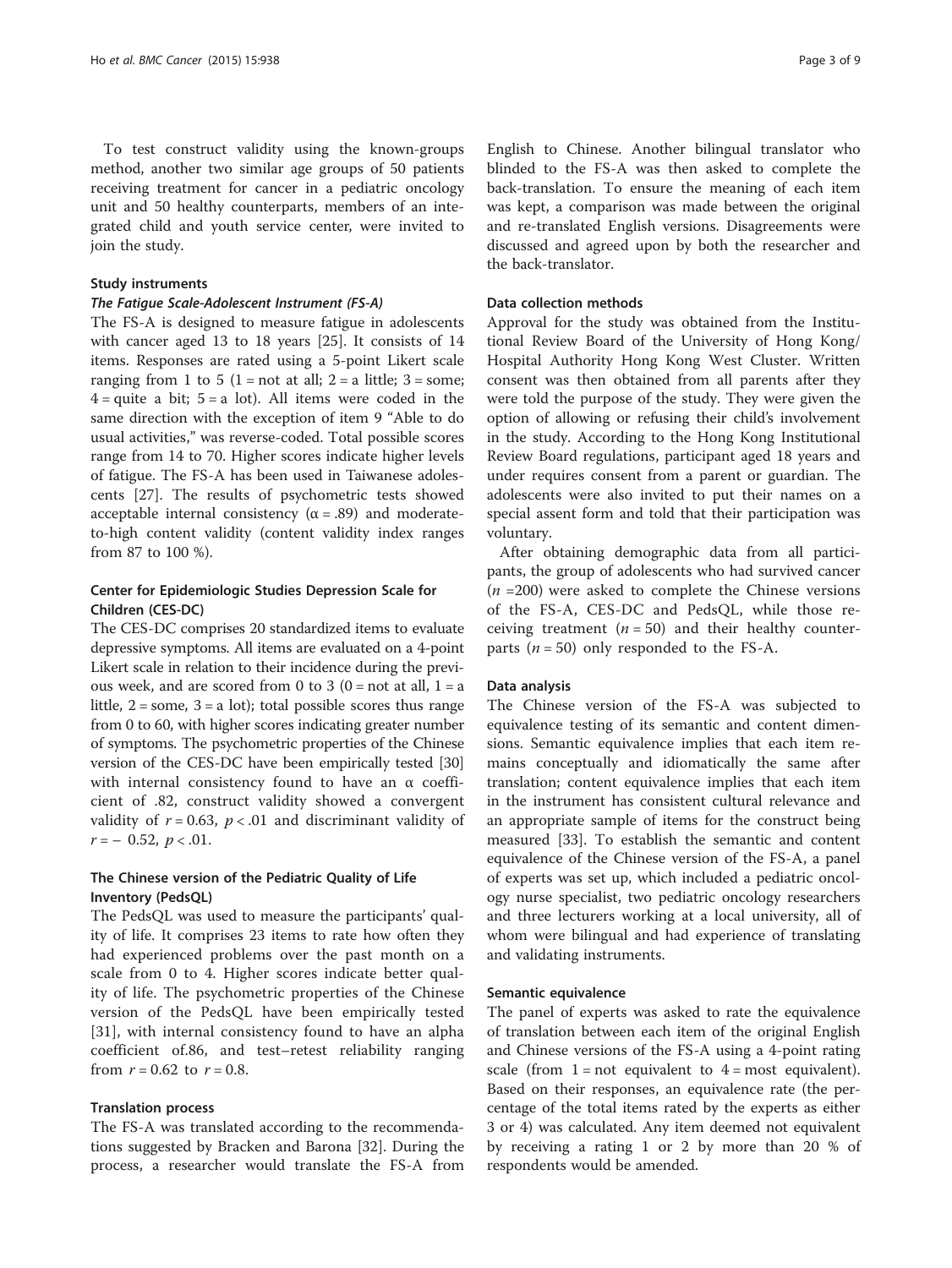To test construct validity using the known-groups method, another two similar age groups of 50 patients receiving treatment for cancer in a pediatric oncology unit and 50 healthy counterparts, members of an integrated child and youth service center, were invited to join the study.

## Study instruments

### *The Fatigue Scale-Adolescent Instrument (FS-A)*

The FS-A is designed to measure fatigue in adolescents with cancer aged 13 to 18 years [25]. It consists of 14 items. Responses are rated using a 5-point Likert scale ranging from 1 to 5 (1 = not at all; 2 = a little; 3 = some; 4 = quite a bit; 5 = a lot). All items were coded in the same direction with the exception of item 9 "Able to do usual activities," was reverse-coded. Total possible scores range from 14 to 70. Higher scores indicate higher levels of fatigue. The FS-A has been used in Taiwanese adolescents [27]. The results of psychometric tests showed acceptable internal consistency ($\alpha = .89$) and moderate-to-high content validity (content validity index ranges from 87 to 100 %).

### Center for Epidemiologic Studies Depression Scale for Children (CES-DC)

The CES-DC comprises 20 standardized items to evaluate depressive symptoms. All items are evaluated on a 4-point Likert scale in relation to their incidence during the previous week, and are scored from 0 to 3 (0 = not at all, 1 = a little, 2 = some, 3 = a lot); total possible scores thus range from 0 to 60, with higher scores indicating greater number of symptoms. The psychometric properties of the Chinese version of the CES-DC have been empirically tested [30] with internal consistency found to have an α coefficient of .82, construct validity showed a convergent validity of $r = 0.63$, $p < .01$ and discriminant validity of $r = -0.52$, $p < .01$.

### The Chinese version of the Pediatric Quality of Life Inventory (PedsQL)

The PedsQL was used to measure the participants' quality of life. It comprises 23 items to rate how often they had experienced problems over the past month on a scale from 0 to 4. Higher scores indicate better quality of life. The psychometric properties of the Chinese version of the PedsQL have been empirically tested [31], with internal consistency found to have an alpha coefficient of.86, and test–retest reliability ranging from $r = 0.62$ to $r = 0.8$.

## Translation process

The FS-A was translated according to the recommendations suggested by Bracken and Barona [32]. During the process, a researcher would translate the FS-A from English to Chinese. Another bilingual translator who blinded to the FS-A was then asked to complete the back-translation. To ensure the meaning of each item was kept, a comparison was made between the original and re-translated English versions. Disagreements were discussed and agreed upon by both the researcher and the back-translator.

## Data collection methods

Approval for the study was obtained from the Institutional Review Board of the University of Hong Kong/Hospital Authority Hong Kong West Cluster. Written consent was then obtained from all parents after they were told the purpose of the study. They were given the option of allowing or refusing their child's involvement in the study. According to the Hong Kong Institutional Review Board regulations, participant aged 18 years and under requires consent from a parent or guardian. The adolescents were also invited to put their names on a special assent form and told that their participation was voluntary.

After obtaining demographic data from all participants, the group of adolescents who had survived cancer ($n$ =200) were asked to complete the Chinese versions of the FS-A, CES-DC and PedsQL, while those receiving treatment ($n = 50$) and their healthy counterparts ($n = 50$) only responded to the FS-A.

## Data analysis

The Chinese version of the FS-A was subjected to equivalence testing of its semantic and content dimensions. Semantic equivalence implies that each item remains conceptually and idiomatically the same after translation; content equivalence implies that each item in the instrument has consistent cultural relevance and an appropriate sample of items for the construct being measured [33]. To establish the semantic and content equivalence of the Chinese version of the FS-A, a panel of experts was set up, which included a pediatric oncology nurse specialist, two pediatric oncology researchers and three lecturers working at a local university, all of whom were bilingual and had experience of translating and validating instruments.

## Semantic equivalence

The panel of experts was asked to rate the equivalence of translation between each item of the original English and Chinese versions of the FS-A using a 4-point rating scale (from 1 = not equivalent to 4 = most equivalent). Based on their responses, an equivalence rate (the percentage of the total items rated by the experts as either 3 or 4) was calculated. Any item deemed not equivalent by receiving a rating 1 or 2 by more than 20 % of respondents would be amended.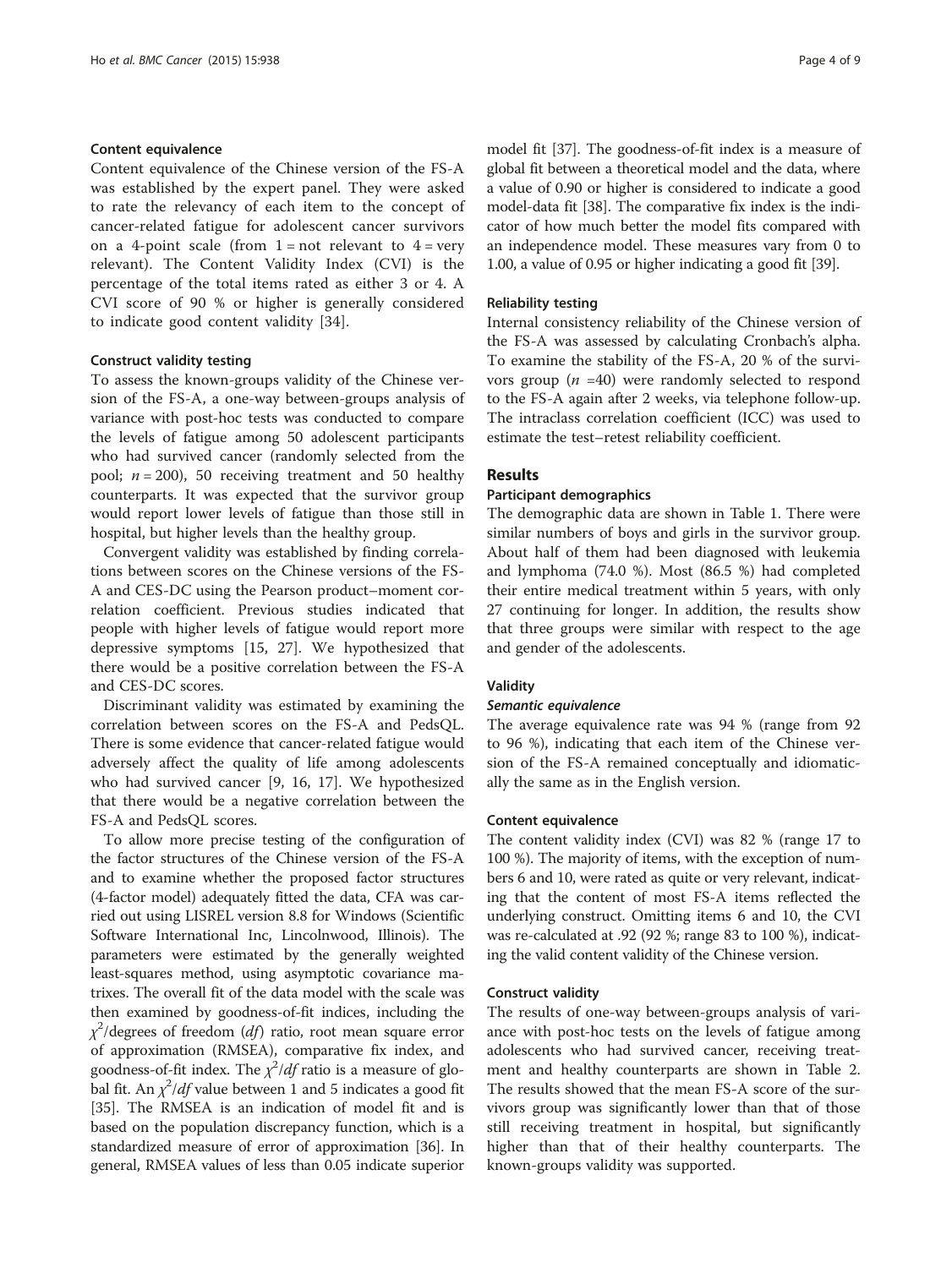#### Content equivalence

Content equivalence of the Chinese version of the FS-A was established by the expert panel. They were asked to rate the relevancy of each item to the concept of cancer-related fatigue for adolescent cancer survivors on a 4-point scale (from 1 = not relevant to 4 = very relevant). The Content Validity Index (CVI) is the percentage of the total items rated as either 3 or 4. A CVI score of 90 % or higher is generally considered to indicate good content validity [34].

#### Construct validity testing

To assess the known-groups validity of the Chinese version of the FS-A, a one-way between-groups analysis of variance with post-hoc tests was conducted to compare the levels of fatigue among 50 adolescent participants who had survived cancer (randomly selected from the pool; $n = 200$), 50 receiving treatment and 50 healthy counterparts. It was expected that the survivor group would report lower levels of fatigue than those still in hospital, but higher levels than the healthy group.

Convergent validity was established by finding correlations between scores on the Chinese versions of the FS-A and CES-DC using the Pearson product–moment correlation coefficient. Previous studies indicated that people with higher levels of fatigue would report more depressive symptoms [15, 27]. We hypothesized that there would be a positive correlation between the FS-A and CES-DC scores.

Discriminant validity was estimated by examining the correlation between scores on the FS-A and PedsQL. There is some evidence that cancer-related fatigue would adversely affect the quality of life among adolescents who had survived cancer [9, 16, 17]. We hypothesized that there would be a negative correlation between the FS-A and PedsQL scores.

To allow more precise testing of the configuration of the factor structures of the Chinese version of the FS-A and to examine whether the proposed factor structures (4-factor model) adequately fitted the data, CFA was carried out using LISREL version 8.8 for Windows (Scientific Software International Inc, Lincolnwood, Illinois). The parameters were estimated by the generally weighted least-squares method, using asymptotic covariance matrixes. The overall fit of the data model with the scale was then examined by goodness-of-fit indices, including the $\chi^2$/degrees of freedom (*df*) ratio, root mean square error of approximation (RMSEA), comparative fix index, and goodness-of-fit index. The $\chi^2/df$ ratio is a measure of global fit. An $\chi^2/df$ value between 1 and 5 indicates a good fit [35]. The RMSEA is an indication of model fit and is based on the population discrepancy function, which is a standardized measure of error of approximation [36]. In general, RMSEA values of less than 0.05 indicate superior model fit [37]. The goodness-of-fit index is a measure of global fit between a theoretical model and the data, where a value of 0.90 or higher is considered to indicate a good model-data fit [38]. The comparative fix index is the indicator of how much better the model fits compared with an independence model. These measures vary from 0 to 1.00, a value of 0.95 or higher indicating a good fit [39].

#### Reliability testing

Internal consistency reliability of the Chinese version of the FS-A was assessed by calculating Cronbach's alpha. To examine the stability of the FS-A, 20 % of the survivors group ($n$ =40) were randomly selected to respond to the FS-A again after 2 weeks, via telephone follow-up. The intraclass correlation coefficient (ICC) was used to estimate the test–retest reliability coefficient.

## Results

#### Participant demographics

The demographic data are shown in Table 1. There were similar numbers of boys and girls in the survivor group. About half of them had been diagnosed with leukemia and lymphoma (74.0 %). Most (86.5 %) had completed their entire medical treatment within 5 years, with only 27 continuing for longer. In addition, the results show that three groups were similar with respect to the age and gender of the adolescents.

#### Validity

##### *Semantic equivalence*

The average equivalence rate was 94 % (range from 92 to 96 %), indicating that each item of the Chinese version of the FS-A remained conceptually and idiomatically the same as in the English version.

#### Content equivalence

The content validity index (CVI) was 82 % (range 17 to 100 %). The majority of items, with the exception of numbers 6 and 10, were rated as quite or very relevant, indicating that the content of most FS-A items reflected the underlying construct. Omitting items 6 and 10, the CVI was re-calculated at .92 (92 %; range 83 to 100 %), indicating the valid content validity of the Chinese version.

#### Construct validity

The results of one-way between-groups analysis of variance with post-hoc tests on the levels of fatigue among adolescents who had survived cancer, receiving treatment and healthy counterparts are shown in Table 2. The results showed that the mean FS-A score of the survivors group was significantly lower than that of those still receiving treatment in hospital, but significantly higher than that of their healthy counterparts. The known-groups validity was supported.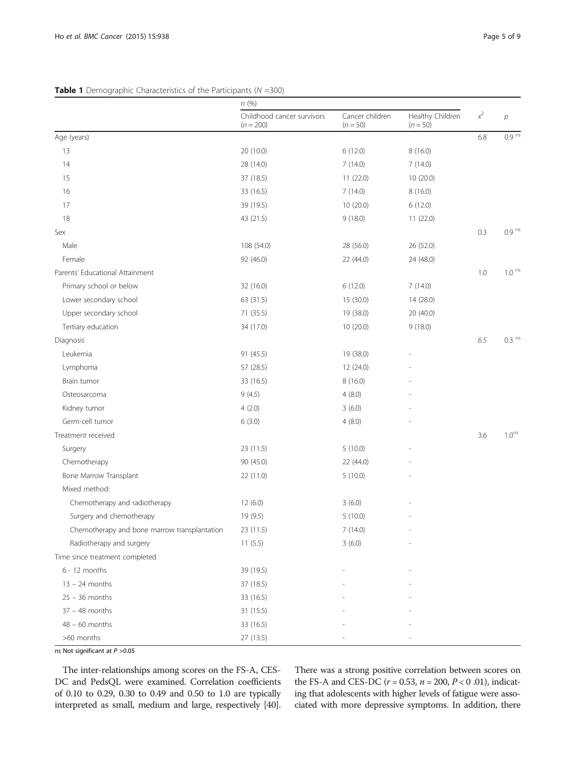**Table 1** Demographic Characteristics of the Participants (*N* =300)

| | *n* (%) | | | | |
|---|---|---|---|---|---|
| | Childhood cancer survivors ($n = 200$) | Cancer children ($n = 50$) | Healthy Children ($n = 50$) | $x^2$ | *p* |
| Age (years) | | | | 6.8 | 0.9 ns |
| 13 | 20 (10.0) | 6 (12.0) | 8 (16.0) | | |
| 14 | 28 (14.0) | 7 (14.0) | 7 (14.0) | | |
| 15 | 37 (18.5) | 11 (22.0) | 10 (20.0) | | |
| 16 | 33 (16.5) | 7 (14.0) | 8 (16.0) | | |
| 17 | 39 (19.5) | 10 (20.0) | 6 (12.0) | | |
| 18 | 43 (21.5) | 9 (18.0) | 11 (22.0) | | |
| Sex | | | | 0.3 | 0.9 ns |
| Male | 108 (54.0) | 28 (56.0) | 26 (52.0) | | |
| Female | 92 (46.0) | 22 (44.0) | 24 (48.0) | | |
| Parents' Educational Attainment | | | | 1.0 | 1.0 ns |
| Primary school or below | 32 (16.0) | 6 (12.0) | 7 (14.0) | | |
| Lower secondary school | 63 (31.5) | 15 (30.0) | 14 (28.0) | | |
| Upper secondary school | 71 (35.5) | 19 (38.0) | 20 (40.0) | | |
| Tertiary education | 34 (17.0) | 10 (20.0) | 9 (18.0) | | |
| Diagnosis | | | | 6.5 | 0.3 ns |
| Leukemia | 91 (45.5) | 19 (38.0) | - | | |
| Lymphoma | 57 (28.5) | 12 (24.0) | - | | |
| Brain tumor | 33 (16.5) | 8 (16.0) | - | | |
| Osteosarcoma | 9 (4.5) | 4 (8.0) | - | | |
| Kidney tumor | 4 (2.0) | 3 (6.0) | - | | |
| Germ-cell tumor | 6 (3.0) | 4 (8.0) | - | | |
| Treatment received | | | | 3.6 | 1.0 ns |
| Surgery | 23 (11.5) | 5 (10.0) | - | | |
| Chemotherapy | 90 (45.0) | 22 (44.0) | - | | |
| Bone Marrow Transplant | 22 (11.0) | 5 (10.0) | - | | |
| Mixed method: | | | | | |
| Chemotherapy and radiotherapy | 12 (6.0) | 3 (6.0) | - | | |
| Surgery and chemotherapy | 19 (9.5) | 5 (10.0) | - | | |
| Chemotherapy and bone marrow transplantation | 23 (11.5) | 7 (14.0) | - | | |
| Radiotherapy and surgery | 11 (5.5) | 3 (6.0) | - | | |
| Time since treatment completed | | | | | |
| 6 - 12 months | 39 (19.5) | - | - | | |
| 13 – 24 months | 37 (18.5) | - | - | | |
| 25 – 36 months | 33 (16.5) | - | - | | |
| 37 – 48 months | 31 (15.5) | - | - | | |
| 48 – 60 months | 33 (16.5) | - | - | | |
| >60 months | 27 (13.5) | - | - | | |

*ns* Not significant at $P > 0.05$

The inter-relationships among scores on the FS-A, CES-DC and PedsQL were examined. Correlation coefficients of 0.10 to 0.29, 0.30 to 0.49 and 0.50 to 1.0 are typically interpreted as small, medium and large, respectively [40]. There was a strong positive correlation between scores on the FS-A and CES-DC ($r = 0.53$, $n = 200$, $P < 0\ .01$), indicating that adolescents with higher levels of fatigue were associated with more depressive symptoms. In addition, there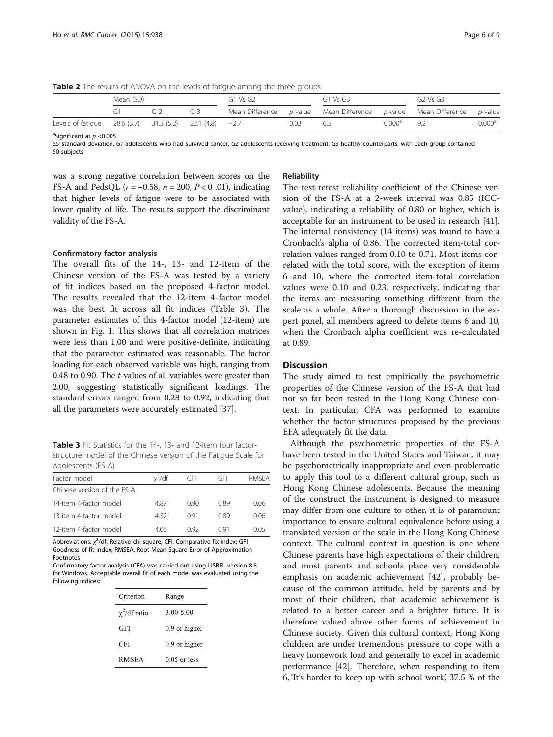**Table 2** The results of ANOVA on the levels of fatigue among the three groups

| | Mean (SD) | | | G1 Vs G2 | | G1 Vs G3 | | G2 Vs G3 | |
|---|---|---|---|---|---|---|---|---|---|
| | G1 | G 2 | G 3 | Mean Difference | *p*-value | Mean Difference | *p*-value | Mean Difference | *p*-value |
| Levels of fatigue | 28.6 (3.7) | 31.3 (5.2) | 22.1 (4.8) | −2.7 | 0.03 | 6.5 | 0.000[a] | 9.2 | 0.000[a] |

[a]Significant at $p < 0.005$

*SD* standard deviation, *G1* adolescents who had survived cancer, *G2* adolescents receiving treatment, *G3* healthy counterparts; with each group contained 50 subjects

was a strong negative correlation between scores on the FS-A and PedsQL ($r = -0.58$, $n = 200$, $P < 0.01$), indicating that higher levels of fatigue were to be associated with lower quality of life. The results support the discriminant validity of the FS-A.

### Confirmatory factor analysis

The overall fits of the 14-, 13- and 12-item of the Chinese version of the FS-A was tested by a variety of fit indices based on the proposed 4-factor model. The results revealed that the 12-item 4-factor model was the best fit across all fit indices (Table 3). The parameter estimates of this 4-factor model (12-item) are shown in Fig. 1. This shows that all correlation matrices were less than 1.00 and were positive-definite, indicating that the parameter estimated was reasonable. The factor loading for each observed variable was high, ranging from 0.48 to 0.90. The *t*-values of all variables were greater than 2.00, suggesting statistically significant loadings. The standard errors ranged from 0.28 to 0.92, indicating that all the parameters were accurately estimated [37].

**Table 3** Fit Statistics for the 14-, 13- and 12-item four factor-structure model of the Chinese version of the Fatigue Scale for Adolescents (FS-A)

| Factor model | $\chi^2$/df | CFI | GFI | RMSEA |
|---|---|---|---|---|
| Chinese version of the FS-A | | | | |
| 14-item 4-factor model | 4.87 | 0.90 | 0.89 | 0.06 |
| 13-item 4-factor model | 4.52 | 0.91 | 0.89 | 0.06 |
| 12-item 4-factor model | 4.06 | 0.92 | 0.91 | 0.05 |

Abbreviations: $\chi^2$/df, Relative chi-square; CFI, Comparative fix index; GFI Goodness-of-fit index; RMSEA, Root Mean Square Error of Approximation

Footnotes

Confirmatory factor analysis (CFA) was carried out using LISREL version 8.8 for Windows. Acceptable overall fit of each model was evaluated using the following indices:

| Criterion | Range |
|---|---|
| $\chi^2$/df ratio | 3.00-5.00 |
| GFI | 0.9 or higher |
| CFI | 0.9 or higher |
| RMSEA | 0.05 or less |

### Reliability

The test-retest reliability coefficient of the Chinese version of the FS-A at a 2-week interval was 0.85 (ICC-value), indicating a reliability of 0.80 or higher, which is acceptable for an instrument to be used in research [41]. The internal consistency (14 items) was found to have a Cronbach's alpha of 0.86. The corrected item-total correlation values ranged from 0.10 to 0.71. Most items correlated with the total score, with the exception of items 6 and 10, where the corrected item-total correlation values were 0.10 and 0.23, respectively, indicating that the items are measuring something different from the scale as a whole. After a thorough discussion in the expert panel, all members agreed to delete items 6 and 10, when the Cronbach alpha coefficient was re-calculated at 0.89.

## Discussion

The study aimed to test empirically the psychometric properties of the Chinese version of the FS-A that had not so far been tested in the Hong Kong Chinese context. In particular, CFA was performed to examine whether the factor structures proposed by the previous EFA adequately fit the data.

Although the psychometric properties of the FS-A have been tested in the United States and Taiwan, it may be psychometrically inappropriate and even problematic to apply this tool to a different cultural group, such as Hong Kong Chinese adolescents. Because the meaning of the construct the instrument is designed to measure may differ from one culture to other, it is of paramount importance to ensure cultural equivalence before using a translated version of the scale in the Hong Kong Chinese context. The cultural context in question is one where Chinese parents have high expectations of their children, and most parents and schools place very considerable emphasis on academic achievement [42], probably because of the common attitude, held by parents and by most of their children, that academic achievement is related to a better career and a brighter future. It is therefore valued above other forms of achievement in Chinese society. Given this cultural context, Hong Kong children are under tremendous pressure to cope with a heavy homework load and generally to excel in academic performance [42]. Therefore, when responding to item 6, 'It's harder to keep up with school work', 37.5 % of the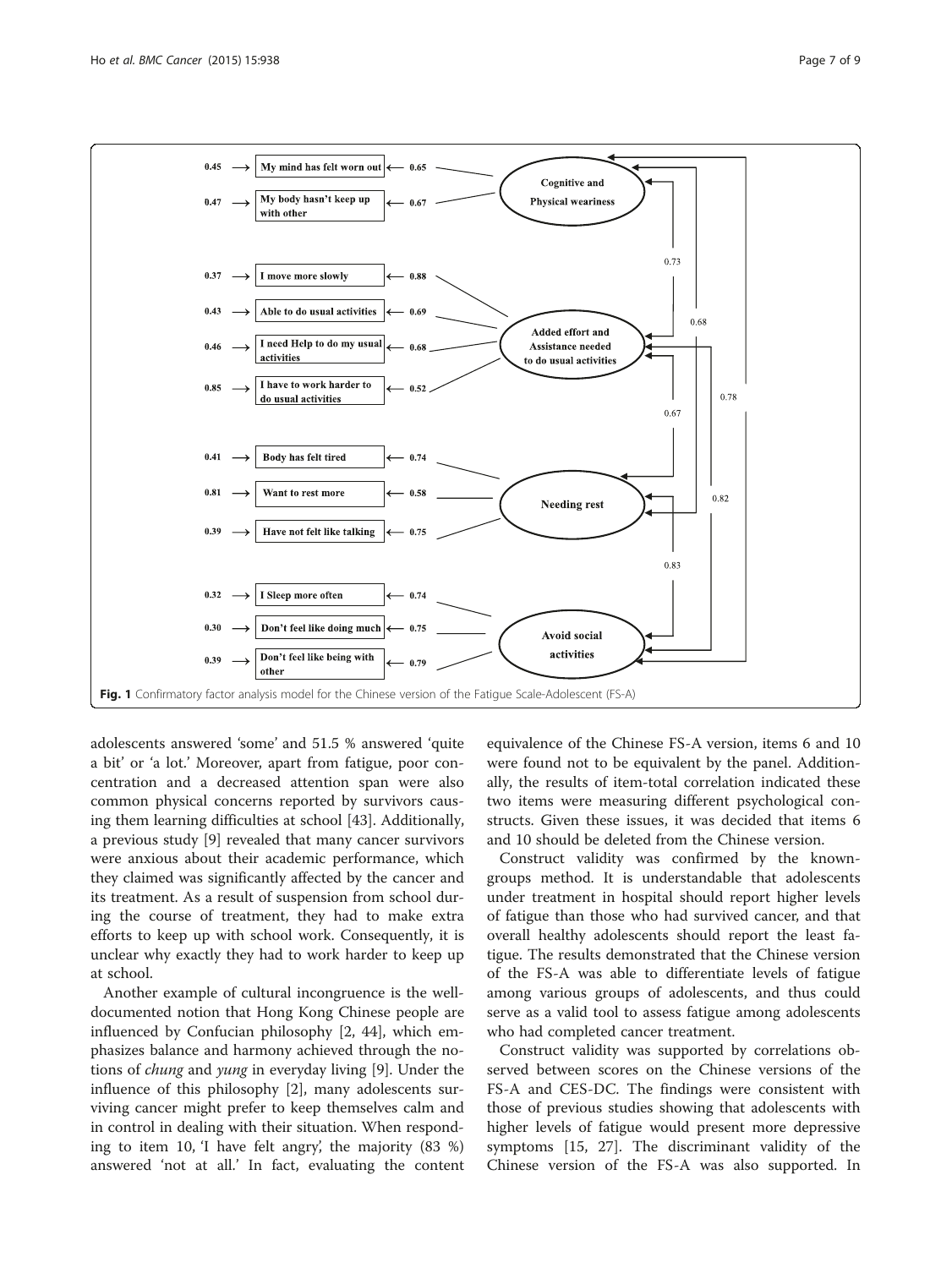**Fig. 1** Confirmatory factor analysis model for the Chinese version of the Fatigue Scale-Adolescent (FS-A)

adolescents answered 'some' and 51.5 % answered 'quite a bit' or 'a lot.' Moreover, apart from fatigue, poor concentration and a decreased attention span were also common physical concerns reported by survivors causing them learning difficulties at school [43]. Additionally, a previous study [9] revealed that many cancer survivors were anxious about their academic performance, which they claimed was significantly affected by the cancer and its treatment. As a result of suspension from school during the course of treatment, they had to make extra efforts to keep up with school work. Consequently, it is unclear why exactly they had to work harder to keep up at school.

Another example of cultural incongruence is the well-documented notion that Hong Kong Chinese people are influenced by Confucian philosophy [2, 44], which emphasizes balance and harmony achieved through the notions of *chung* and *yung* in everyday living [9]. Under the influence of this philosophy [2], many adolescents surviving cancer might prefer to keep themselves calm and in control in dealing with their situation. When responding to item 10, 'I have felt angry', the majority (83 %) answered 'not at all.' In fact, evaluating the content equivalence of the Chinese FS-A version, items 6 and 10 were found not to be equivalent by the panel. Additionally, the results of item-total correlation indicated these two items were measuring different psychological constructs. Given these issues, it was decided that items 6 and 10 should be deleted from the Chinese version.

Construct validity was confirmed by the known-groups method. It is understandable that adolescents under treatment in hospital should report higher levels of fatigue than those who had survived cancer, and that overall healthy adolescents should report the least fatigue. The results demonstrated that the Chinese version of the FS-A was able to differentiate levels of fatigue among various groups of adolescents, and thus could serve as a valid tool to assess fatigue among adolescents who had completed cancer treatment.

Construct validity was supported by correlations observed between scores on the Chinese versions of the FS-A and CES-DC. The findings were consistent with those of previous studies showing that adolescents with higher levels of fatigue would present more depressive symptoms [15, 27]. The discriminant validity of the Chinese version of the FS-A was also supported. In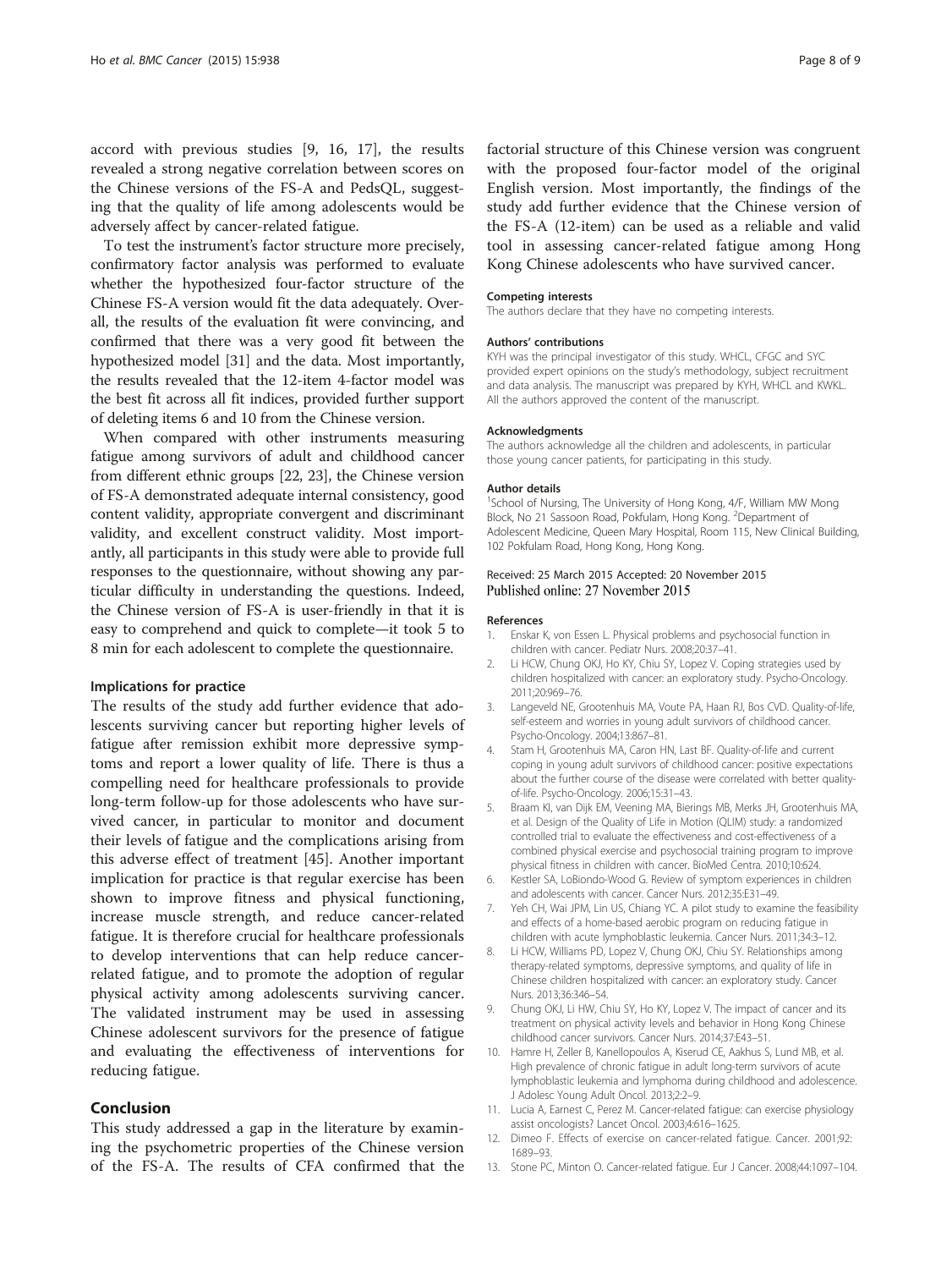accord with previous studies [9, 16, 17], the results revealed a strong negative correlation between scores on the Chinese versions of the FS-A and PedsQL, suggesting that the quality of life among adolescents would be adversely affect by cancer-related fatigue.

To test the instrument's factor structure more precisely, confirmatory factor analysis was performed to evaluate whether the hypothesized four-factor structure of the Chinese FS-A version would fit the data adequately. Overall, the results of the evaluation fit were convincing, and confirmed that there was a very good fit between the hypothesized model [31] and the data. Most importantly, the results revealed that the 12-item 4-factor model was the best fit across all fit indices, provided further support of deleting items 6 and 10 from the Chinese version.

When compared with other instruments measuring fatigue among survivors of adult and childhood cancer from different ethnic groups [22, 23], the Chinese version of FS-A demonstrated adequate internal consistency, good content validity, appropriate convergent and discriminant validity, and excellent construct validity. Most importantly, all participants in this study were able to provide full responses to the questionnaire, without showing any particular difficulty in understanding the questions. Indeed, the Chinese version of FS-A is user-friendly in that it is easy to comprehend and quick to complete—it took 5 to 8 min for each adolescent to complete the questionnaire.

### Implications for practice

The results of the study add further evidence that adolescents surviving cancer but reporting higher levels of fatigue after remission exhibit more depressive symptoms and report a lower quality of life. There is thus a compelling need for healthcare professionals to provide long-term follow-up for those adolescents who have survived cancer, in particular to monitor and document their levels of fatigue and the complications arising from this adverse effect of treatment [45]. Another important implication for practice is that regular exercise has been shown to improve fitness and physical functioning, increase muscle strength, and reduce cancer-related fatigue. It is therefore crucial for healthcare professionals to develop interventions that can help reduce cancer-related fatigue, and to promote the adoption of regular physical activity among adolescents surviving cancer. The validated instrument may be used in assessing Chinese adolescent survivors for the presence of fatigue and evaluating the effectiveness of interventions for reducing fatigue.

## Conclusion

This study addressed a gap in the literature by examining the psychometric properties of the Chinese version of the FS-A. The results of CFA confirmed that the factorial structure of this Chinese version was congruent with the proposed four-factor model of the original English version. Most importantly, the findings of the study add further evidence that the Chinese version of the FS-A (12-item) can be used as a reliable and valid tool in assessing cancer-related fatigue among Hong Kong Chinese adolescents who have survived cancer.

#### Competing interests

The authors declare that they have no competing interests.

#### Authors' contributions

KYH was the principal investigator of this study. WHCL, CFGC and SYC provided expert opinions on the study's methodology, subject recruitment and data analysis. The manuscript was prepared by KYH, WHCL and KWKL. All the authors approved the content of the manuscript.

#### Acknowledgments

The authors acknowledge all the children and adolescents, in particular those young cancer patients, for participating in this study.

#### Author details

[1]School of Nursing, The University of Hong Kong, 4/F, William MW Mong Block, No 21 Sassoon Road, Pokfulam, Hong Kong. [2]Department of Adolescent Medicine, Queen Mary Hospital, Room 115, New Clinical Building, 102 Pokfulam Road, Hong Kong, Hong Kong.

Received: 25 March 2015 Accepted: 20 November 2015
Published online: 27 November 2015

#### References

1. Enskar K, von Essen L. Physical problems and psychosocial function in children with cancer. Pediatr Nurs. 2008;20:37–41.
2. Li HCW, Chung OKJ, Ho KY, Chiu SY, Lopez V. Coping strategies used by children hospitalized with cancer: an exploratory study. Psycho-Oncology. 2011;20:969–76.
3. Langeveld NE, Grootenhuis MA, Voute PA, Haan RJ, Bos CVD. Quality-of-life, self-esteem and worries in young adult survivors of childhood cancer. Psycho-Oncology. 2004;13:867–81.
4. Stam H, Grootenhuis MA, Caron HN, Last BF. Quality-of-life and current coping in young adult survivors of childhood cancer: positive expectations about the further course of the disease were correlated with better quality-of-life. Psycho-Oncology. 2006;15:31–43.
5. Braam KI, van Dijk EM, Veening MA, Bierings MB, Merks JH, Grootenhuis MA, et al. Design of the Quality of Life in Motion (QLIM) study: a randomized controlled trial to evaluate the effectiveness and cost-effectiveness of a combined physical exercise and psychosocial training program to improve physical fitness in children with cancer. BioMed Centra. 2010;10:624.
6. Kestler SA, LoBiondo-Wood G. Review of symptom experiences in children and adolescents with cancer. Cancer Nurs. 2012;35:E31–49.
7. Yeh CH, Wai JPM, Lin US, Chiang YC. A pilot study to examine the feasibility and effects of a home-based aerobic program on reducing fatigue in children with acute lymphoblastic leukemia. Cancer Nurs. 2011;34:3–12.
8. Li HCW, Williams PD, Lopez V, Chung OKJ, Chiu SY. Relationships among therapy-related symptoms, depressive symptoms, and quality of life in Chinese children hospitalized with cancer: an exploratory study. Cancer Nurs. 2013;36:346–54.
9. Chung OKJ, Li HW, Chiu SY, Ho KY, Lopez V. The impact of cancer and its treatment on physical activity levels and behavior in Hong Kong Chinese childhood cancer survivors. Cancer Nurs. 2014;37:E43–51.
10. Hamre H, Zeller B, Kanellopoulos A, Kiserud CE, Aakhus S, Lund MB, et al. High prevalence of chronic fatigue in adult long-term survivors of acute lymphoblastic leukemia and lymphoma during childhood and adolescence. J Adolesc Young Adult Oncol. 2013;2:2–9.
11. Lucia A, Earnest C, Perez M. Cancer-related fatigue: can exercise physiology assist oncologists? Lancet Oncol. 2003;4:616–1625.
12. Dimeo F. Effects of exercise on cancer-related fatigue. Cancer. 2001;92:1689–93.
13. Stone PC, Minton O. Cancer-related fatigue. Eur J Cancer. 2008;44:1097–104.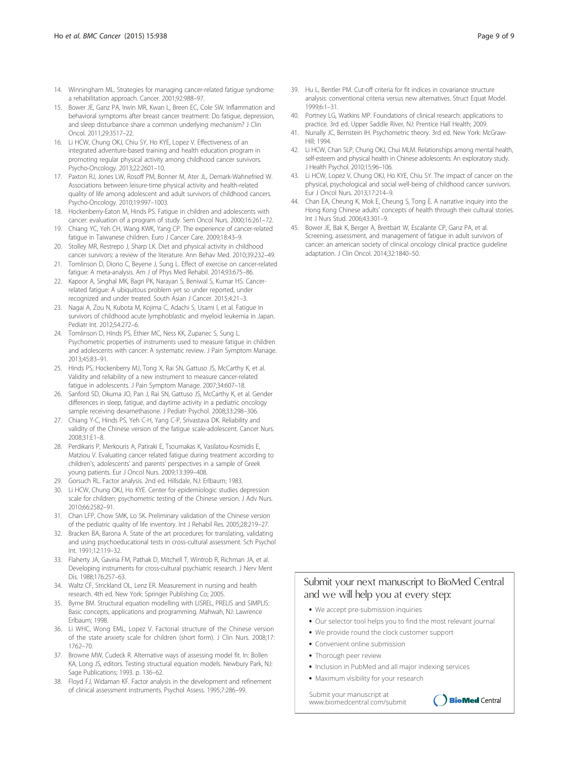14. Winningham ML. Strategies for managing cancer-related fatigue syndrome: a rehabilitation approach. Cancer. 2001;92:988–97.
15. Bower JE, Ganz PA, Irwin MR, Kwan L, Breen EC, Cole SW. Inflammation and behavioral symptoms after breast cancer treatment: Do fatigue, depression, and sleep disturbance share a common underlying mechanism? J Clin Oncol. 2011;29:3517–22.
16. Li HCW, Chung OKJ, Chiu SY, Ho KYE, Lopez V. Effectiveness of an integrated adventure-based training and health education program in promoting regular physical activity among childhood cancer survivors. Psycho-Oncology. 2013;22:2601–10.
17. Paxton RJ, Jones LW, Rosoff PM, Bonner M, Ater JL, Demark-Wahnefried W. Associations between leisure-time physical activity and health-related quality of life among adolescent and adult survivors of childhood cancers. Psycho-Oncology. 2010;19:997–1003.
18. Hockenberry-Eaton M, Hinds PS. Fatigue in children and adolescents with cancer: evaluation of a program of study. Sem Oncol Nurs. 2000;16:261–72.
19. Chiang YC, Yeh CH, Wang KWK, Yang CP. The experience of cancer-related fatigue in Taiwanese children. Euro J Cancer Care. 2009;18:43–9.
20. Stolley MR, Restrepo J, Sharp LK. Diet and physical activity in childhood cancer survivors: a review of the literature. Ann Behav Med. 2010;39:232–49.
21. Tomlinson D, Diorio C, Beyene J, Sung L. Effect of exercise on cancer-related fatigue: A meta-analysis. Am J of Phys Med Rehabil. 2014;93:675–86.
22. Kapoor A, Singhal MK, Bagri PK, Narayan S, Beniwal S, Kumar HS. Cancer-related fatigue: A ubiquitous problem yet so under reported, under recognized and under treated. South Asian J Cancer. 2015;4:21–3.
23. Nagai A, Zou N, Kubota M, Kojima C, Adachi S, Usami I, et al. Fatigue in survivors of childhood acute lymphoblastic and myeloid leukemia in Japan. Pediatr Int. 2012;54:272–6.
24. Tomlinson D, Hinds PS, Ethier MC, Ness KK, Zupanec S, Sung L. Psychometric properties of instruments used to measure fatigue in children and adolescents with cancer: A systematic review. J Pain Symptom Manage. 2013;45:83–91.
25. Hinds PS, Hockenberry MJ, Tong X, Rai SN, Gattuso JS, McCarthy K, et al. Validity and reliability of a new instrument to measure cancer-related fatigue in adolescents. J Pain Symptom Manage. 2007;34:607–18.
26. Sanford SD, Okuma JO, Pan J, Rai SN, Gattuso JS, McCarthy K, et al. Gender differences in sleep, fatigue, and daytime activity in a pediatric oncology sample receiving dexamethasone. J Pediatr Psychol. 2008;33:298–306.
27. Chiang Y-C, Hinds PS, Yeh C-H, Yang C-P, Srivastava DK. Reliability and validity of the Chinese version of the fatigue scale-adolescent. Cancer Nurs. 2008;31:E1–8.
28. Perdikaris P, Merkouris A, Patiraki E, Tsoumakas K, Vasilatou-Kosmidis E, Matziou V. Evaluating cancer related fatigue during treatment according to children's, adolescents' and parents' perspectives in a sample of Greek young patients. Eur J Oncol Nurs. 2009;13:399–408.
29. Gorsuch RL. Factor analysis. 2nd ed. Hillsdale, NJ: Erlbaum; 1983.
30. Li HCW, Chung OKJ, Ho KYE. Center for epidemiologic studies depression scale for children: psychometric testing of the Chinese version. J Adv Nurs. 2010;66:2582–91.
31. Chan LFP, Chow SMK, Lo SK. Preliminary validation of the Chinese version of the pediatric quality of life inventory. Int J Rehabil Res. 2005;28:219–27.
32. Bracken BA, Barona A. State of the art procedures for translating, validating and using psychoeducational tests in cross-cultural assessment. Sch Psychol Int. 1991;12:119–32.
33. Flaherty JA, Gaviria FM, Pathak D, Mitchell T, Wintrob R, Richman JA, et al. Developing instruments for cross-cultural psychiatric research. J Nerv Ment Dis. 1988;176:257–63.
34. Waltz CF, Strickland OL, Lenz ER. Measurement in nursing and health research. 4th ed. New York: Springer Publishing Co; 2005.
35. Byrne BM. Structural equation modelling with LISREL, PRELIS and SIMPLIS: Basic concepts, applications and programming. Mahwah, NJ: Lawrence Erlbaum; 1998.
36. Li WHC, Wong EML, Lopez V. Factorial structure of the Chinese version of the state anxiety scale for children (short form). J Clin Nurs. 2008;17:1762–70.
37. Browne MW, Cudeck R. Alternative ways of assessing model fit. In: Bollen KA, Long JS, editors. Testing structural equation models. Newbury Park, NJ: Sage Publications; 1993. p. 136–62.
38. Floyd FJ, Widaman KF. Factor analysis in the development and refinement of clinical assessment instruments. Psychol Assess. 1995;7:286–99.
39. Hu L, Bentler PM. Cut-off criteria for fit indices in covariance structure analysis: conventional criteria versus new alternatives. Struct Equat Model. 1999;6:1–31.
40. Portney LG, Watkins MP. Foundations of clinical research: applications to practice. 3rd ed. Upper Saddle River, NJ: Prentice Hall Health; 2009.
41. Nunally JC, Bernstein IH. Psychometric theory. 3rd ed. New York: McGraw-Hill; 1994.
42. Li HCW, Chan SLP, Chung OKJ, Chui MLM. Relationships among mental health, self-esteem and physical health in Chinese adolescents: An exploratory study. J Health Psychol. 2010;15:96–106.
43. Li HCW, Lopez V, Chung OKJ, Ho KYE, Chiu SY. The impact of cancer on the physical, psychological and social well-being of childhood cancer survivors. Eur J Oncol Nurs. 2013;17:214–9.
44. Chan EA, Cheung K, Mok E, Cheung S, Tong E. A narrative inquiry into the Hong Kong Chinese adults' concepts of health through their cultural stories. Int J Nurs Stud. 2006;43:301–9.
45. Bower JE, Bak K, Berger A, Breitbart W, Escalante CP, Ganz PA, et al. Screening, assessment, and management of fatigue in adult survivors of cancer: an american society of clinical oncology clinical practice guideline adaptation. J Clin Oncol. 2014;32:1840–50.

Submit your next manuscript to BioMed Central and we will help you at every step:

- We accept pre-submission inquiries
- Our selector tool helps you to find the most relevant journal
- We provide round the clock customer support
- Convenient online submission
- Thorough peer review
- Inclusion in PubMed and all major indexing services
- Maximum visibility for your research

Submit your manuscript at www.biomedcentral.com/submit

BioMed Central